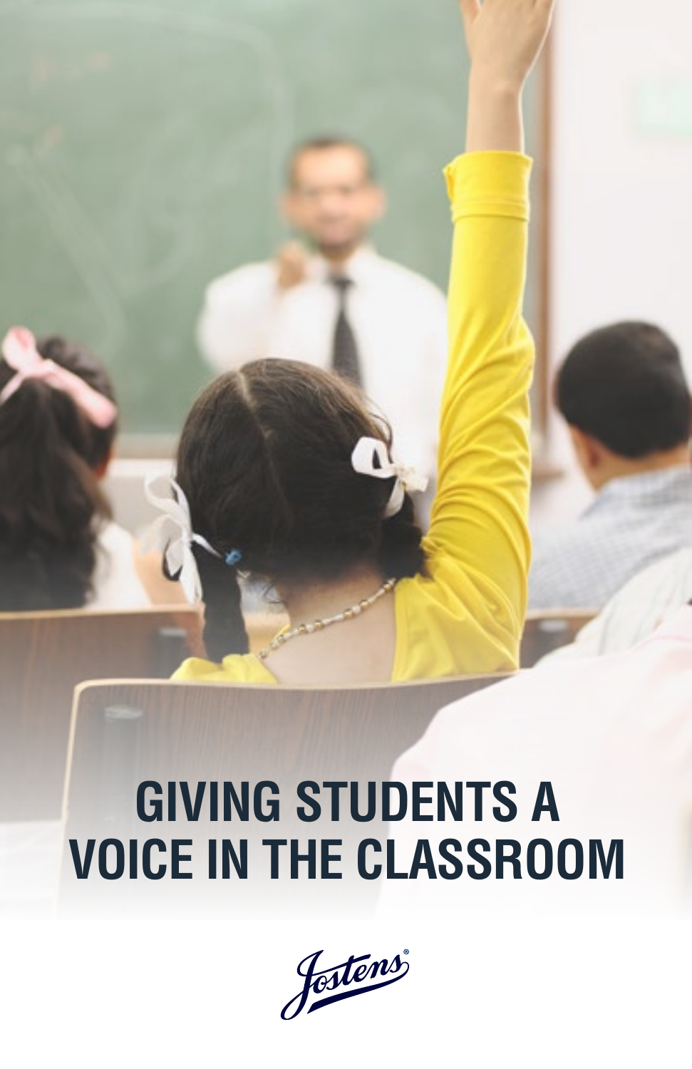# GIVING STUDENTS A VOICE IN THE CLASSROOM

Jostens®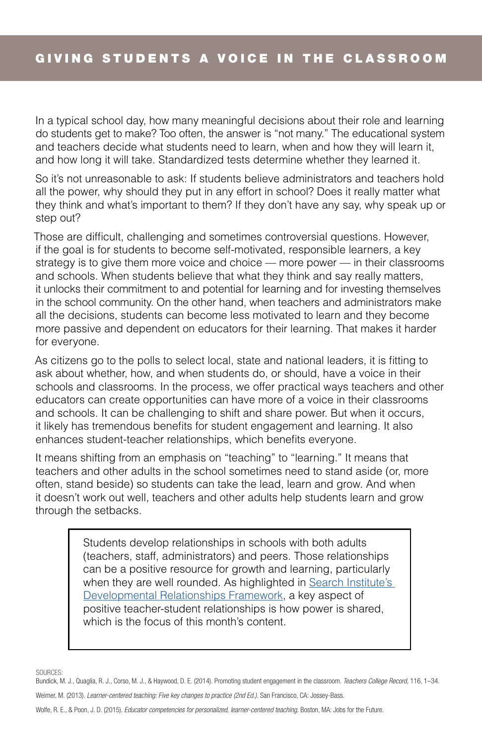# GIVING STUDENTS A VOICE IN THE CLASSROOM

In a typical school day, how many meaningful decisions about their role and learning do students get to make? Too often, the answer is "not many." The educational system and teachers decide what students need to learn, when and how they will learn it, and how long it will take. Standardized tests determine whether they learned it.

So it's not unreasonable to ask: If students believe administrators and teachers hold all the power, why should they put in any effort in school? Does it really matter what they think and what's important to them? If they don't have any say, why speak up or step out?

Those are difficult, challenging and sometimes controversial questions. However, if the goal is for students to become self-motivated, responsible learners, a key strategy is to give them more voice and choice — more power — in their classrooms and schools. When students believe that what they think and say really matters, it unlocks their commitment to and potential for learning and for investing themselves in the school community. On the other hand, when teachers and administrators make all the decisions, students can become less motivated to learn and they become more passive and dependent on educators for their learning. That makes it harder for everyone.

As citizens go to the polls to select local, state and national leaders, it is fitting to ask about whether, how, and when students do, or should, have a voice in their schools and classrooms. In the process, we offer practical ways teachers and other educators can create opportunities can have more of a voice in their classrooms and schools. It can be challenging to shift and share power. But when it occurs, it likely has tremendous benefits for student engagement and learning. It also enhances student-teacher relationships, which benefits everyone.

It means shifting from an emphasis on "teaching" to "learning." It means that teachers and other adults in the school sometimes need to stand aside (or, more often, stand beside) so students can take the lead, learn and grow. And when it doesn't work out well, teachers and other adults help students learn and grow through the setbacks.

> Students develop relationships in schools with both adults (teachers, staff, administrators) and peers. Those relationships can be a positive resource for growth and learning, particularly when they are well rounded. As highlighted in Search Institute's Developmental Relationships Framework, a key aspect of positive teacher-student relationships is how power is shared, which is the focus of this month's content.

SOURCES:

Bundick, M. J., Quaglia, R. J., Corso, M. J., & Haywood, D. E. (2014). Promoting student engagement in the classroom. *Teachers College Record,* 116, 1–34.

Weimer, M. (2013). *Learner-centered teaching: Five key changes to practice (2nd Ed.).* San Francisco, CA: Jossey-Bass.

Wolfe, R. E., & Poon, J. D. (2015). *Educator competencies for personalized, learner-centered teaching.* Boston, MA: Jobs for the Future.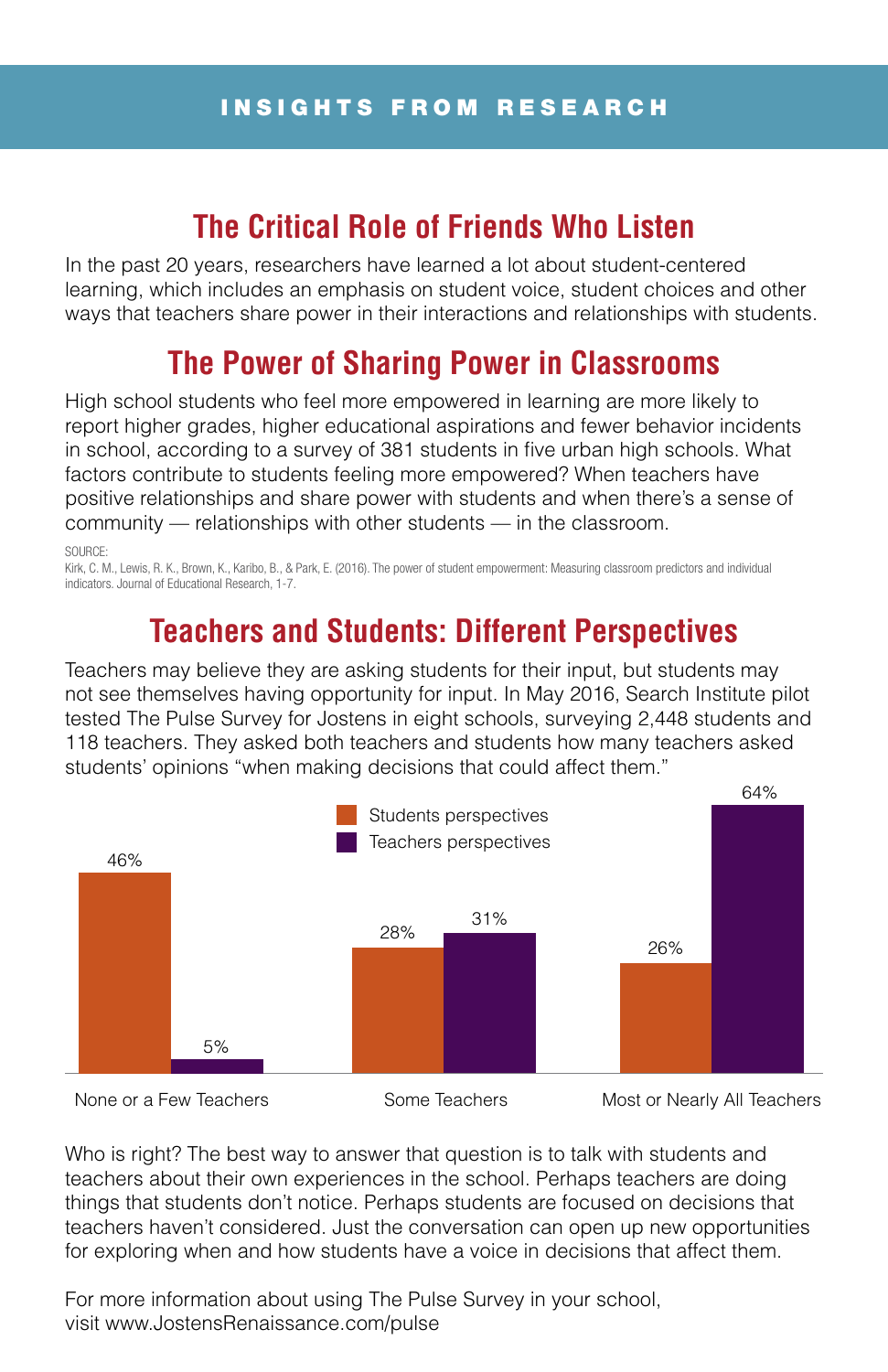INSIGHTS FROM RESEARCH

## The Critical Role of Friends Who Listen

In the past 20 years, researchers have learned a lot about student-centered learning, which includes an emphasis on student voice, student choices and other ways that teachers share power in their interactions and relationships with students.

## The Power of Sharing Power in Classrooms

High school students who feel more empowered in learning are more likely to report higher grades, higher educational aspirations and fewer behavior incidents in school, according to a survey of 381 students in five urban high schools. What factors contribute to students feeling more empowered? When teachers have positive relationships and share power with students and when there's a sense of community — relationships with other students — in the classroom.

SOURCE:
Kirk, C. M., Lewis, R. K., Brown, K., Karibo, B., & Park, E. (2016). The power of student empowerment: Measuring classroom predictors and individual indicators. Journal of Educational Research, 1-7.

## Teachers and Students: Different Perspectives

Teachers may believe they are asking students for their input, but students may not see themselves having opportunity for input. In May 2016, Search Institute pilot tested The Pulse Survey for Jostens in eight schools, surveying 2,448 students and 118 teachers. They asked both teachers and students how many teachers asked students' opinions "when making decisions that could affect them."

| | Students perspectives | Teachers perspectives |
|---|---|---|
| None or a Few Teachers | 46% | 5% |
| Some Teachers | 28% | 31% |
| Most or Nearly All Teachers | 26% | 64% |

Who is right? The best way to answer that question is to talk with students and teachers about their own experiences in the school. Perhaps teachers are doing things that students don't notice. Perhaps students are focused on decisions that teachers haven't considered. Just the conversation can open up new opportunities for exploring when and how students have a voice in decisions that affect them.

For more information about using The Pulse Survey in your school, visit www.JostensRenaissance.com/pulse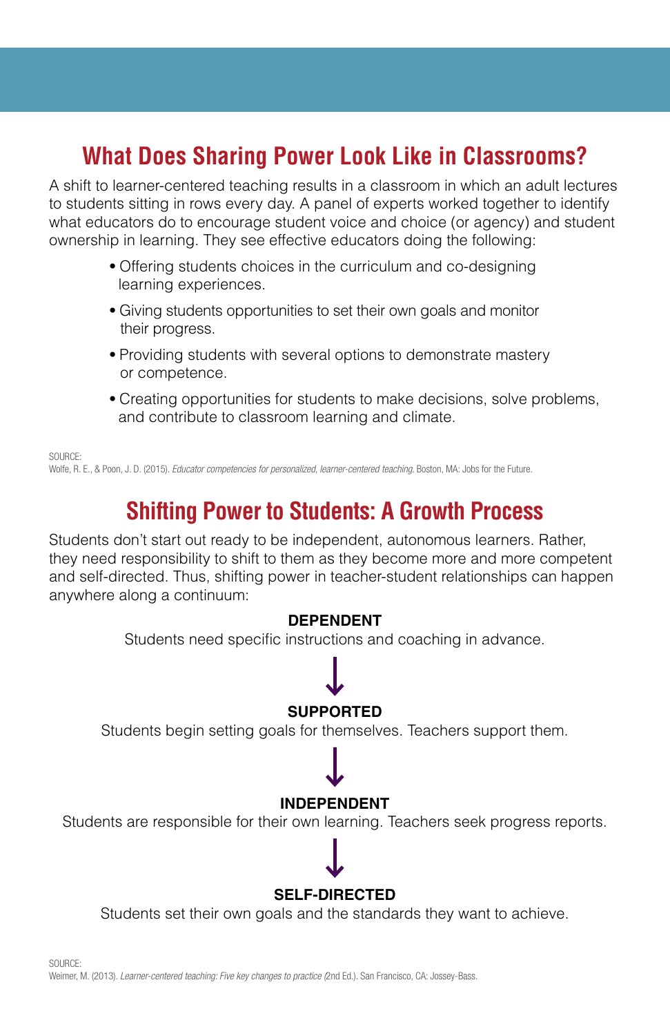## What Does Sharing Power Look Like in Classrooms?

A shift to learner-centered teaching results in a classroom in which an adult lectures to students sitting in rows every day. A panel of experts worked together to identify what educators do to encourage student voice and choice (or agency) and student ownership in learning. They see effective educators doing the following:

- Offering students choices in the curriculum and co-designing learning experiences.
- Giving students opportunities to set their own goals and monitor their progress.
- Providing students with several options to demonstrate mastery or competence.
- Creating opportunities for students to make decisions, solve problems, and contribute to classroom learning and climate.

SOURCE:
Wolfe, R. E., & Poon, J. D. (2015). *Educator competencies for personalized, learner-centered teaching.* Boston, MA: Jobs for the Future.

## Shifting Power to Students: A Growth Process

Students don't start out ready to be independent, autonomous learners. Rather, they need responsibility to shift to them as they become more and more competent and self-directed. Thus, shifting power in teacher-student relationships can happen anywhere along a continuum:

**DEPENDENT**
Students need specific instructions and coaching in advance.

↓

**SUPPORTED**
Students begin setting goals for themselves. Teachers support them.

↓

**INDEPENDENT**
Students are responsible for their own learning. Teachers seek progress reports.

↓

**SELF-DIRECTED**
Students set their own goals and the standards they want to achieve.

SOURCE:
Weimer, M. (2013). *Learner-centered teaching: Five key changes to practice* (2nd Ed.). San Francisco, CA: Jossey-Bass.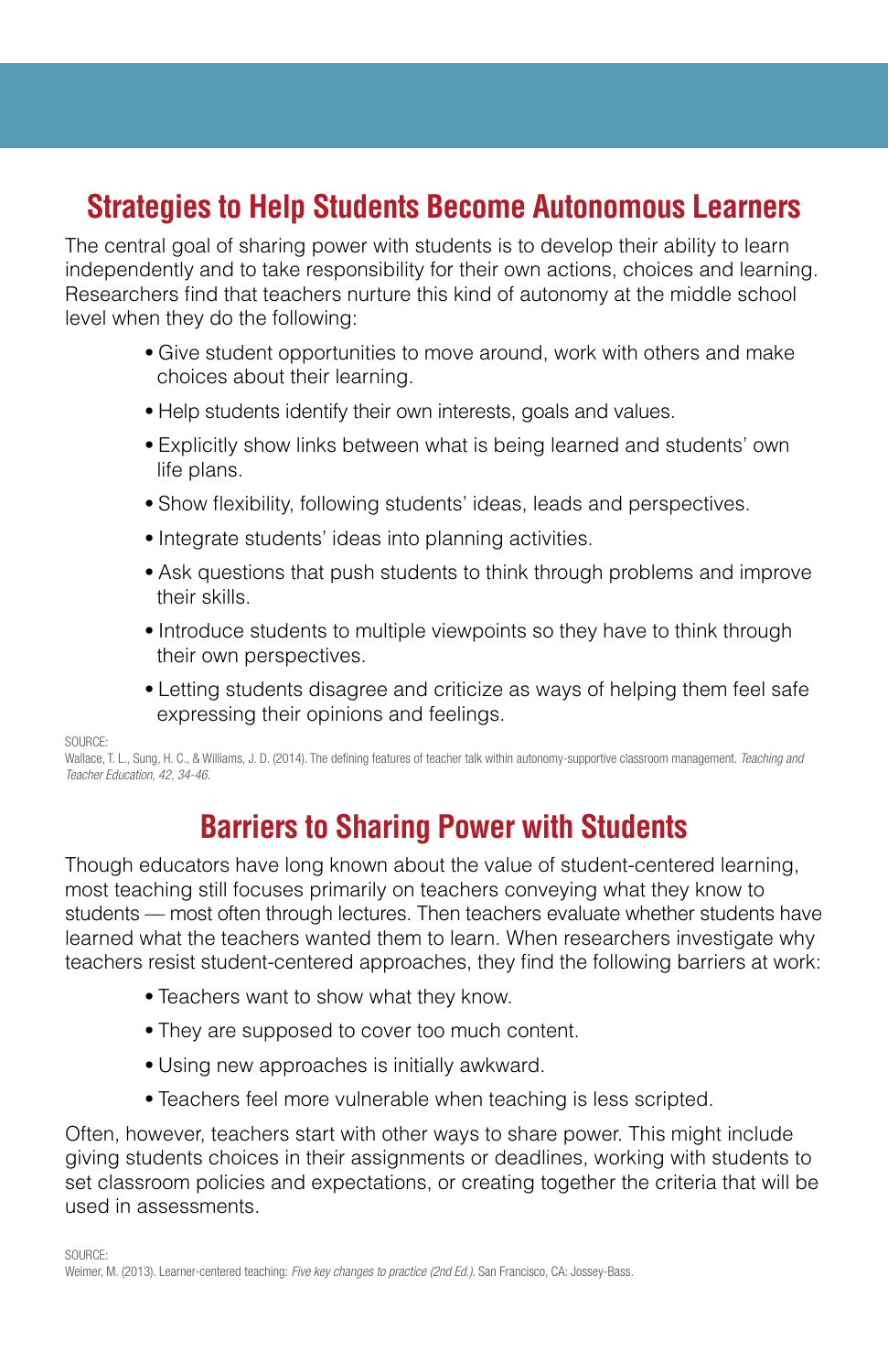## Strategies to Help Students Become Autonomous Learners

The central goal of sharing power with students is to develop their ability to learn independently and to take responsibility for their own actions, choices and learning. Researchers find that teachers nurture this kind of autonomy at the middle school level when they do the following:

- Give student opportunities to move around, work with others and make choices about their learning.
- Help students identify their own interests, goals and values.
- Explicitly show links between what is being learned and students' own life plans.
- Show flexibility, following students' ideas, leads and perspectives.
- Integrate students' ideas into planning activities.
- Ask questions that push students to think through problems and improve their skills.
- Introduce students to multiple viewpoints so they have to think through their own perspectives.
- Letting students disagree and criticize as ways of helping them feel safe expressing their opinions and feelings.

SOURCE:
Wallace, T. L., Sung, H. C., & Williams, J. D. (2014). The defining features of teacher talk within autonomy-supportive classroom management. *Teaching and Teacher Education, 42, 34-46.*

## Barriers to Sharing Power with Students

Though educators have long known about the value of student-centered learning, most teaching still focuses primarily on teachers conveying what they know to students — most often through lectures. Then teachers evaluate whether students have learned what the teachers wanted them to learn. When researchers investigate why teachers resist student-centered approaches, they find the following barriers at work:

- Teachers want to show what they know.
- They are supposed to cover too much content.
- Using new approaches is initially awkward.
- Teachers feel more vulnerable when teaching is less scripted.

Often, however, teachers start with other ways to share power. This might include giving students choices in their assignments or deadlines, working with students to set classroom policies and expectations, or creating together the criteria that will be used in assessments.

SOURCE:
Weimer, M. (2013). Learner-centered teaching: *Five key changes to practice (2nd Ed.).* San Francisco, CA: Jossey-Bass.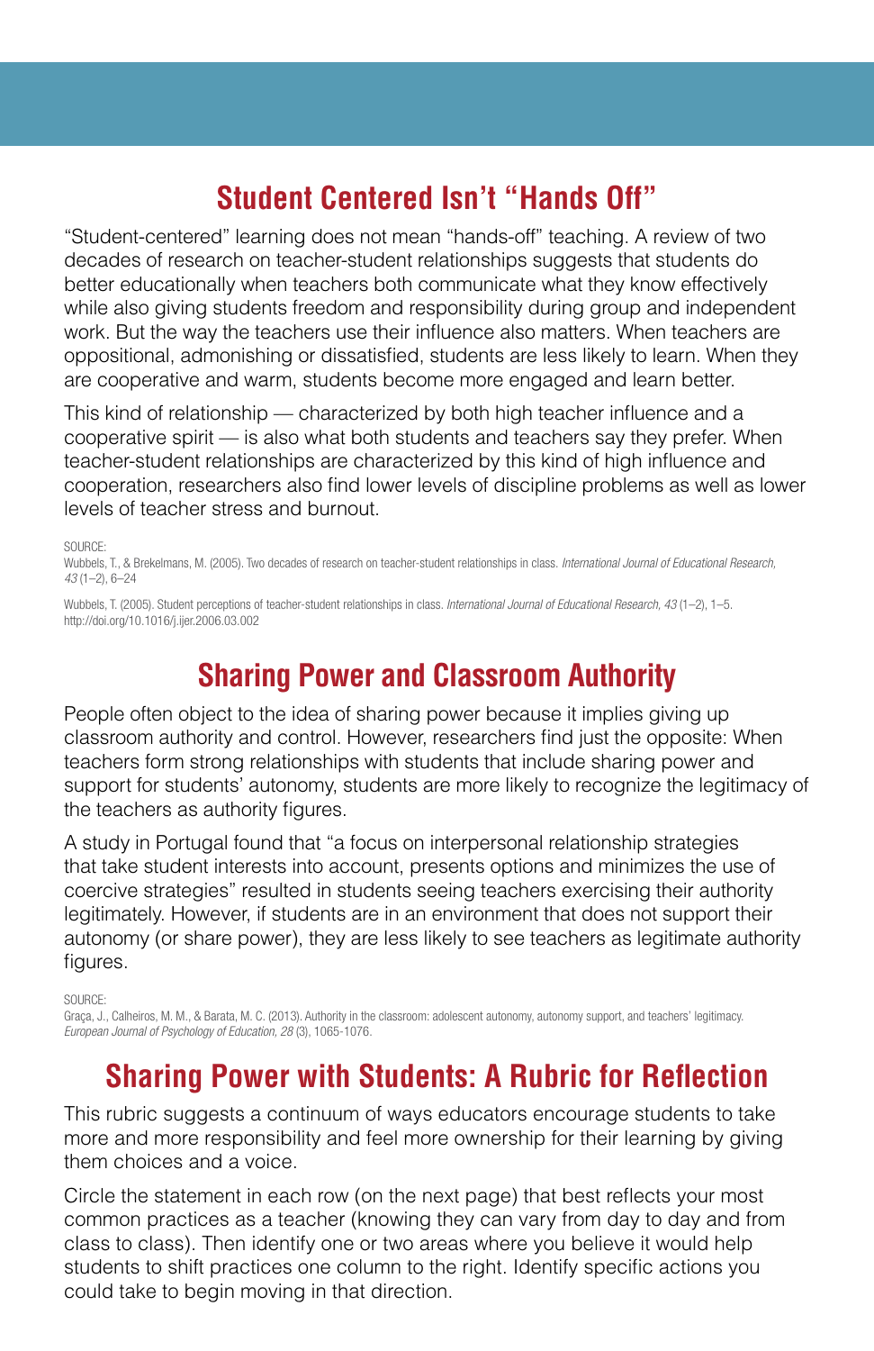## Student Centered Isn't "Hands Off"

"Student-centered" learning does not mean "hands-off" teaching. A review of two decades of research on teacher-student relationships suggests that students do better educationally when teachers both communicate what they know effectively while also giving students freedom and responsibility during group and independent work. But the way the teachers use their influence also matters. When teachers are oppositional, admonishing or dissatisfied, students are less likely to learn. When they are cooperative and warm, students become more engaged and learn better.

This kind of relationship — characterized by both high teacher influence and a cooperative spirit — is also what both students and teachers say they prefer. When teacher-student relationships are characterized by this kind of high influence and cooperation, researchers also find lower levels of discipline problems as well as lower levels of teacher stress and burnout.

SOURCE:
Wubbels, T., & Brekelmans, M. (2005). Two decades of research on teacher-student relationships in class. *International Journal of Educational Research, 43* (1–2), 6–24

Wubbels, T. (2005). Student perceptions of teacher-student relationships in class. *International Journal of Educational Research, 43* (1–2), 1–5. http://doi.org/10.1016/j.ijer.2006.03.002

## Sharing Power and Classroom Authority

People often object to the idea of sharing power because it implies giving up classroom authority and control. However, researchers find just the opposite: When teachers form strong relationships with students that include sharing power and support for students' autonomy, students are more likely to recognize the legitimacy of the teachers as authority figures.

A study in Portugal found that "a focus on interpersonal relationship strategies that take student interests into account, presents options and minimizes the use of coercive strategies" resulted in students seeing teachers exercising their authority legitimately. However, if students are in an environment that does not support their autonomy (or share power), they are less likely to see teachers as legitimate authority figures.

SOURCE:
Graça, J., Calheiros, M. M., & Barata, M. C. (2013). Authority in the classroom: adolescent autonomy, autonomy support, and teachers' legitimacy. *European Journal of Psychology of Education, 28* (3), 1065-1076.

## Sharing Power with Students: A Rubric for Reflection

This rubric suggests a continuum of ways educators encourage students to take more and more responsibility and feel more ownership for their learning by giving them choices and a voice.

Circle the statement in each row (on the next page) that best reflects your most common practices as a teacher (knowing they can vary from day to day and from class to class). Then identify one or two areas where you believe it would help students to shift practices one column to the right. Identify specific actions you could take to begin moving in that direction.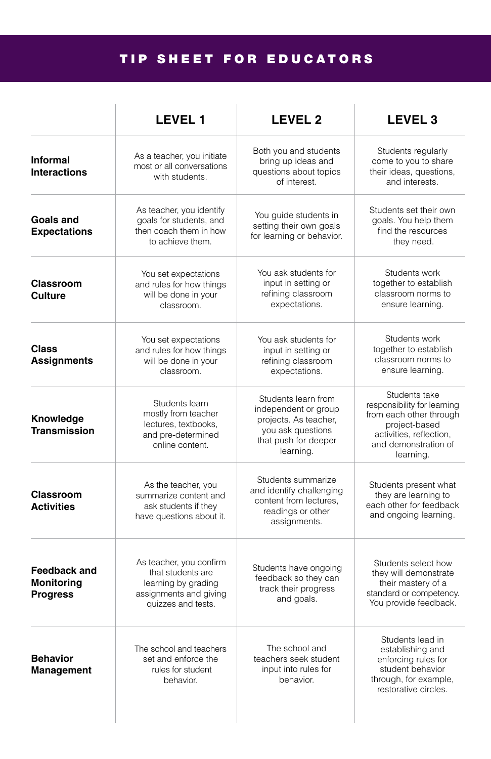# TIP SHEET FOR EDUCATORS

| | LEVEL 1 | LEVEL 2 | LEVEL 3 |
|---|---|---|---|
| **Informal Interactions** | As a teacher, you initiate most or all conversations with students. | Both you and students bring up ideas and questions about topics of interest. | Students regularly come to you to share their ideas, questions, and interests. |
| **Goals and Expectations** | As teacher, you identify goals for students, and then coach them in how to achieve them. | You guide students in setting their own goals for learning or behavior. | Students set their own goals. You help them find the resources they need. |
| **Classroom Culture** | You set expectations and rules for how things will be done in your classroom. | You ask students for input in setting or refining classroom expectations. | Students work together to establish classroom norms to ensure learning. |
| **Class Assignments** | You set expectations and rules for how things will be done in your classroom. | You ask students for input in setting or refining classroom expectations. | Students work together to establish classroom norms to ensure learning. |
| **Knowledge Transmission** | Students learn mostly from teacher lectures, textbooks, and pre-determined online content. | Students learn from independent or group projects. As teacher, you ask questions that push for deeper learning. | Students take responsibility for learning from each other through project-based activities, reflection, and demonstration of learning. |
| **Classroom Activities** | As the teacher, you summarize content and ask students if they have questions about it. | Students summarize and identify challenging content from lectures, readings or other assignments. | Students present what they are learning to each other for feedback and ongoing learning. |
| **Feedback and Monitoring Progress** | As teacher, you confirm that students are learning by grading assignments and giving quizzes and tests. | Students have ongoing feedback so they can track their progress and goals. | Students select how they will demonstrate their mastery of a standard or competency. You provide feedback. |
| **Behavior Management** | The school and teachers set and enforce the rules for student behavior. | The school and teachers seek student input into rules for behavior. | Students lead in establishing and enforcing rules for student behavior through, for example, restorative circles. |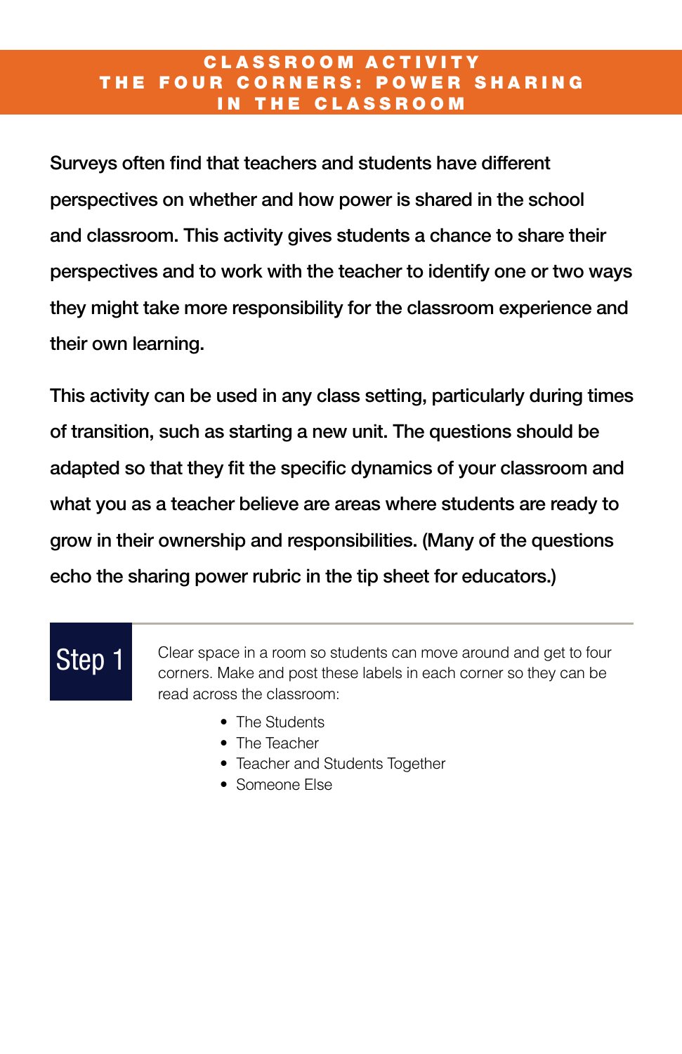# CLASSROOM ACTIVITY
## THE FOUR CORNERS: POWER SHARING IN THE CLASSROOM

**Surveys often find that teachers and students have different perspectives on whether and how power is shared in the school and classroom. This activity gives students a chance to share their perspectives and to work with the teacher to identify one or two ways they might take more responsibility for the classroom experience and their own learning.**

**This activity can be used in any class setting, particularly during times of transition, such as starting a new unit. The questions should be adapted so that they fit the specific dynamics of your classroom and what you as a teacher believe are areas where students are ready to grow in their ownership and responsibilities. (Many of the questions echo the sharing power rubric in the tip sheet for educators.)**

### Step 1

Clear space in a room so students can move around and get to four corners. Make and post these labels in each corner so they can be read across the classroom:

- The Students
- The Teacher
- Teacher and Students Together
- Someone Else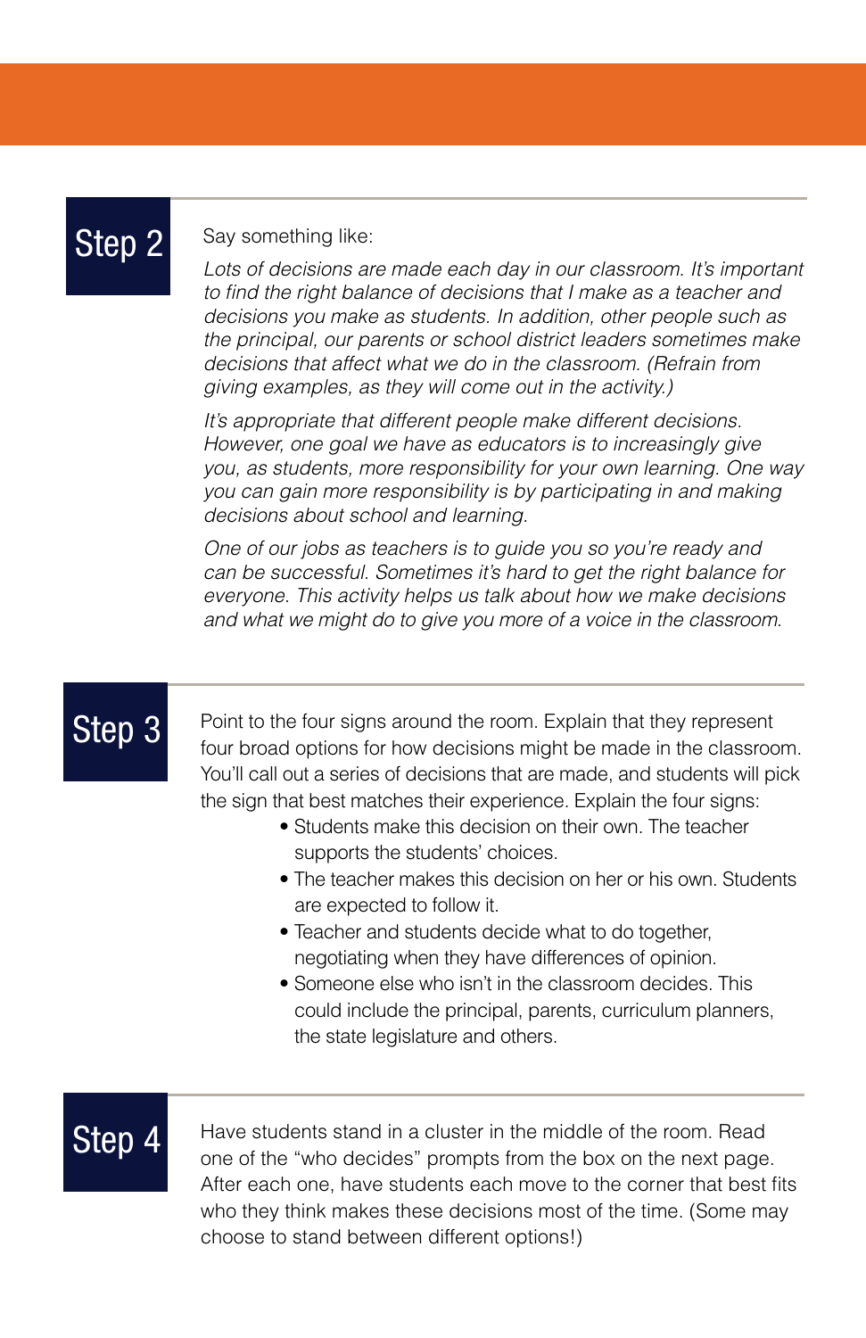## Step 2

Say something like:

*Lots of decisions are made each day in our classroom. It's important to find the right balance of decisions that I make as a teacher and decisions you make as students. In addition, other people such as the principal, our parents or school district leaders sometimes make decisions that affect what we do in the classroom. (Refrain from giving examples, as they will come out in the activity.)*

*It's appropriate that different people make different decisions. However, one goal we have as educators is to increasingly give you, as students, more responsibility for your own learning. One way you can gain more responsibility is by participating in and making decisions about school and learning.*

*One of our jobs as teachers is to guide you so you're ready and can be successful. Sometimes it's hard to get the right balance for everyone. This activity helps us talk about how we make decisions and what we might do to give you more of a voice in the classroom.*

## Step 3

Point to the four signs around the room. Explain that they represent four broad options for how decisions might be made in the classroom. You'll call out a series of decisions that are made, and students will pick the sign that best matches their experience. Explain the four signs:

- Students make this decision on their own. The teacher supports the students' choices.
- The teacher makes this decision on her or his own. Students are expected to follow it.
- Teacher and students decide what to do together, negotiating when they have differences of opinion.
- Someone else who isn't in the classroom decides. This could include the principal, parents, curriculum planners, the state legislature and others.

## Step 4

Have students stand in a cluster in the middle of the room. Read one of the "who decides" prompts from the box on the next page. After each one, have students each move to the corner that best fits who they think makes these decisions most of the time. (Some may choose to stand between different options!)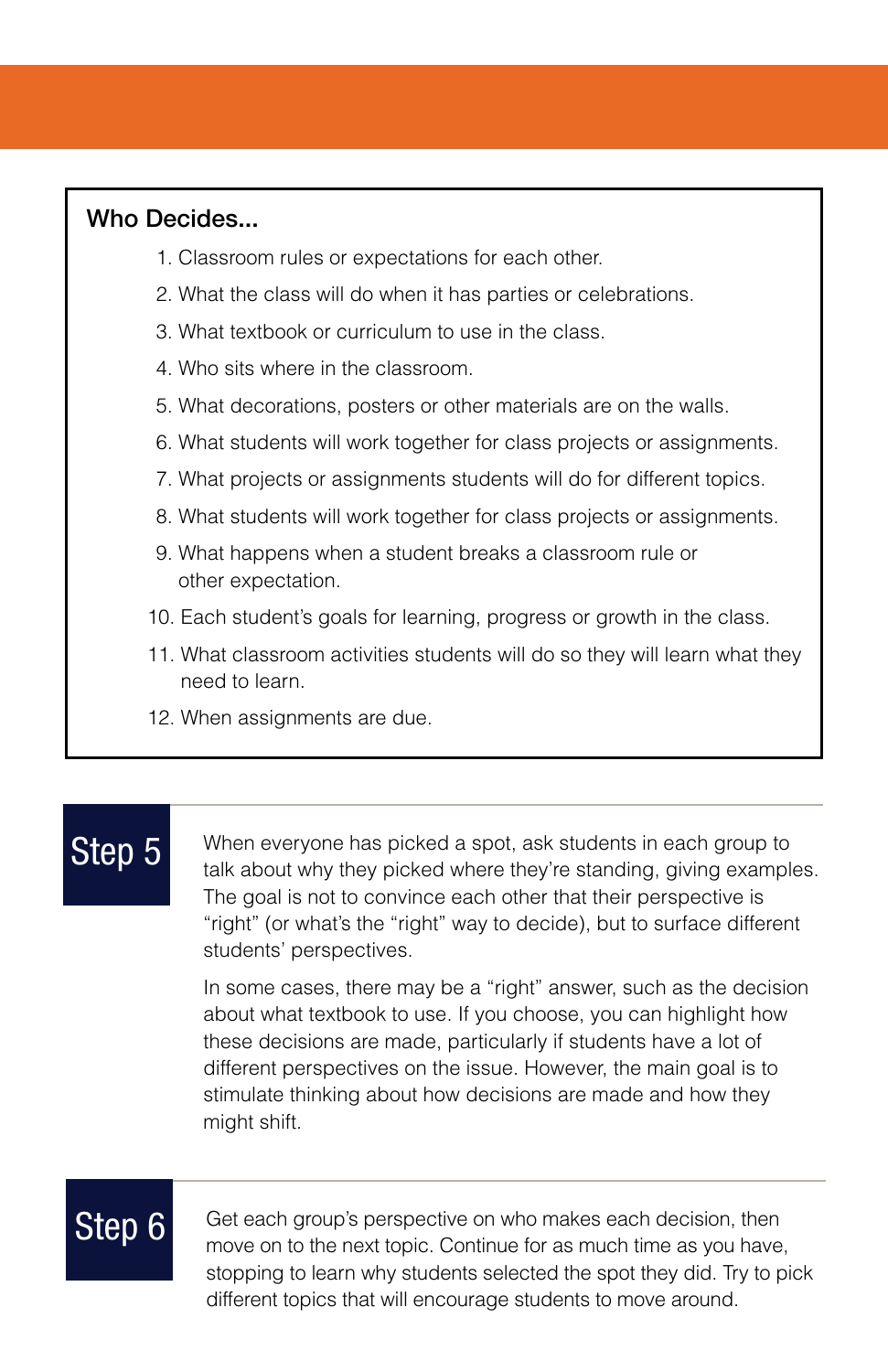**Who Decides...**

1. Classroom rules or expectations for each other.
2. What the class will do when it has parties or celebrations.
3. What textbook or curriculum to use in the class.
4. Who sits where in the classroom.
5. What decorations, posters or other materials are on the walls.
6. What students will work together for class projects or assignments.
7. What projects or assignments students will do for different topics.
8. What students will work together for class projects or assignments.
9. What happens when a student breaks a classroom rule or other expectation.
10. Each student's goals for learning, progress or growth in the class.
11. What classroom activities students will do so they will learn what they need to learn.
12. When assignments are due.

## Step 5

When everyone has picked a spot, ask students in each group to talk about why they picked where they're standing, giving examples. The goal is not to convince each other that their perspective is "right" (or what's the "right" way to decide), but to surface different students' perspectives.

In some cases, there may be a "right" answer, such as the decision about what textbook to use. If you choose, you can highlight how these decisions are made, particularly if students have a lot of different perspectives on the issue. However, the main goal is to stimulate thinking about how decisions are made and how they might shift.

## Step 6

Get each group's perspective on who makes each decision, then move on to the next topic. Continue for as much time as you have, stopping to learn why students selected the spot they did. Try to pick different topics that will encourage students to move around.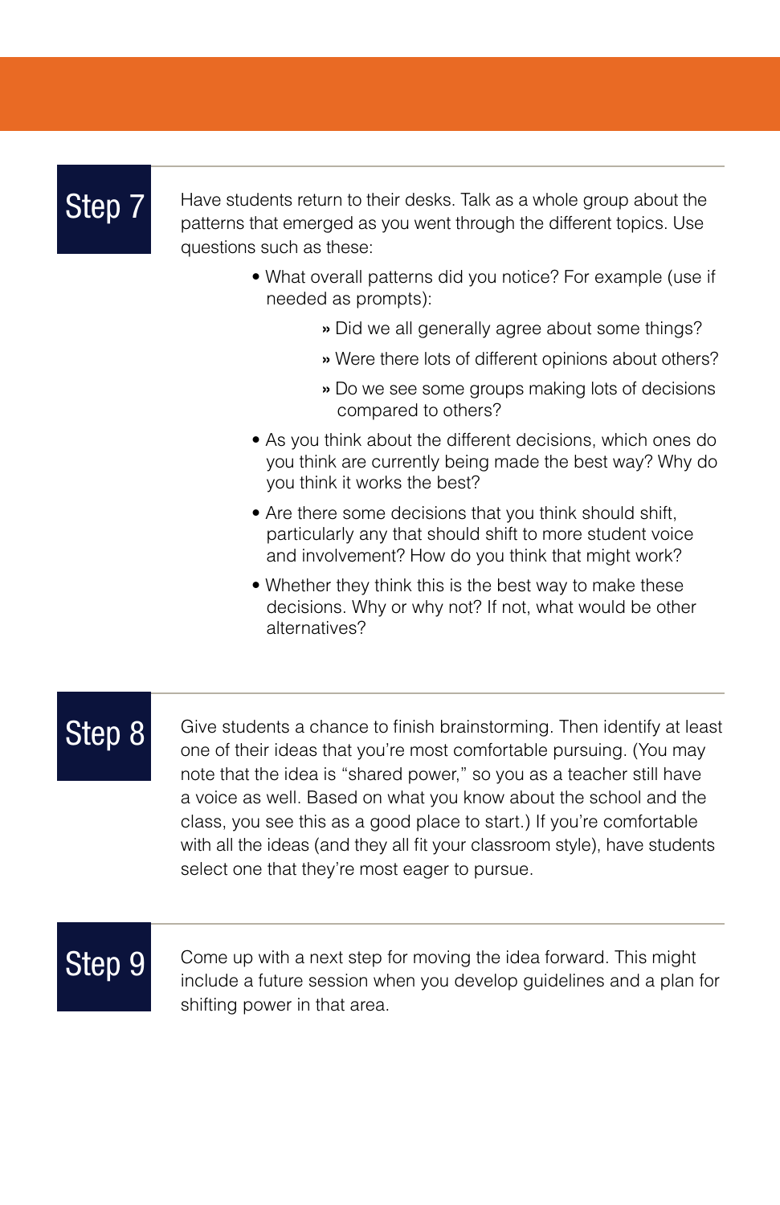## Step 7

Have students return to their desks. Talk as a whole group about the patterns that emerged as you went through the different topics. Use questions such as these:

- What overall patterns did you notice? For example (use if needed as prompts):
  - » Did we all generally agree about some things?
  - » Were there lots of different opinions about others?
  - » Do we see some groups making lots of decisions compared to others?
- As you think about the different decisions, which ones do you think are currently being made the best way? Why do you think it works the best?
- Are there some decisions that you think should shift, particularly any that should shift to more student voice and involvement? How do you think that might work?
- Whether they think this is the best way to make these decisions. Why or why not? If not, what would be other alternatives?

## Step 8

Give students a chance to finish brainstorming. Then identify at least one of their ideas that you're most comfortable pursuing. (You may note that the idea is "shared power," so you as a teacher still have a voice as well. Based on what you know about the school and the class, you see this as a good place to start.) If you're comfortable with all the ideas (and they all fit your classroom style), have students select one that they're most eager to pursue.

## Step 9

Come up with a next step for moving the idea forward. This might include a future session when you develop guidelines and a plan for shifting power in that area.